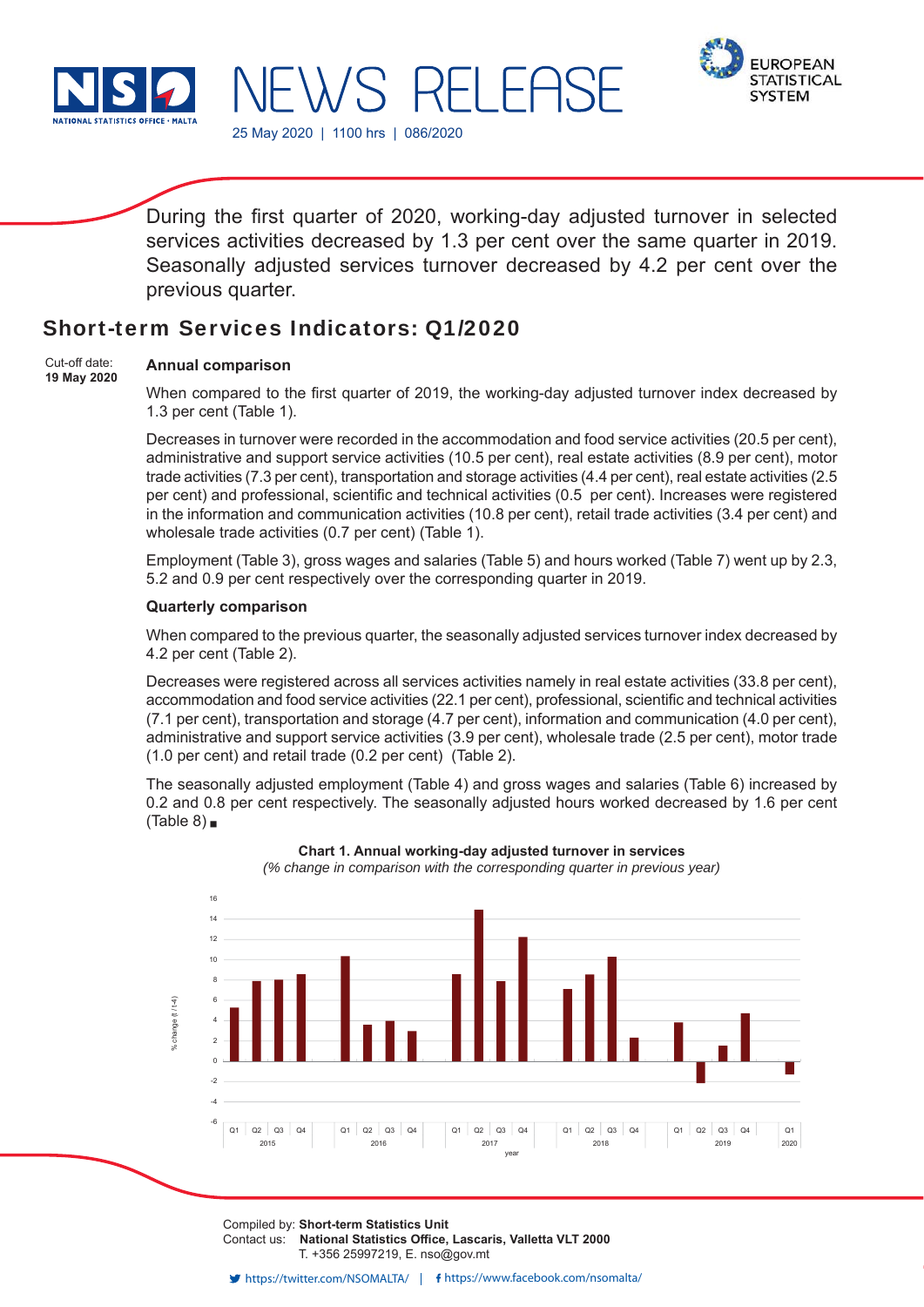NEWS RELEASE

25 May 2020 | 1100 hrs | 086/2020

During the first quarter of 2020, working-day adjusted turnover in selected services activities decreased by 1.3 per cent over the same quarter in 2019. Seasonally adjusted services turnover decreased by 4.2 per cent over the previous quarter.

## Short-term Services Indicators: Q1/2020

Cut-off date:
**19 May 2020**

### Annual comparison

When compared to the first quarter of 2019, the working-day adjusted turnover index decreased by 1.3 per cent (Table 1).

Decreases in turnover were recorded in the accommodation and food service activities (20.5 per cent), administrative and support service activities (10.5 per cent), real estate activities (8.9 per cent), motor trade activities (7.3 per cent), transportation and storage activities (4.4 per cent), real estate activities (2.5 per cent) and professional, scientific and technical activities (0.5 per cent). Increases were registered in the information and communication activities (10.8 per cent), retail trade activities (3.4 per cent) and wholesale trade activities (0.7 per cent) (Table 1).

Employment (Table 3), gross wages and salaries (Table 5) and hours worked (Table 7) went up by 2.3, 5.2 and 0.9 per cent respectively over the corresponding quarter in 2019.

### Quarterly comparison

When compared to the previous quarter, the seasonally adjusted services turnover index decreased by 4.2 per cent (Table 2).

Decreases were registered across all services activities namely in real estate activities (33.8 per cent), accommodation and food service activities (22.1 per cent), professional, scientific and technical activities (7.1 per cent), transportation and storage (4.7 per cent), information and communication (4.0 per cent), administrative and support service activities (3.9 per cent), wholesale trade (2.5 per cent), motor trade (1.0 per cent) and retail trade (0.2 per cent) (Table 2).

The seasonally adjusted employment (Table 4) and gross wages and salaries (Table 6) increased by 0.2 and 0.8 per cent respectively. The seasonally adjusted hours worked decreased by 1.6 per cent (Table 8) ▪

**Chart 1. Annual working-day adjusted turnover in services**
*(% change in comparison with the corresponding quarter in previous year)*

Compiled by: **Short-term Statistics Unit**
Contact us: **National Statistics Office, Lascaris, Valletta VLT 2000**
T. +356 25997219, E. nso@gov.mt

https://twitter.com/NSOMALTA/ | https://www.facebook.com/nsomalta/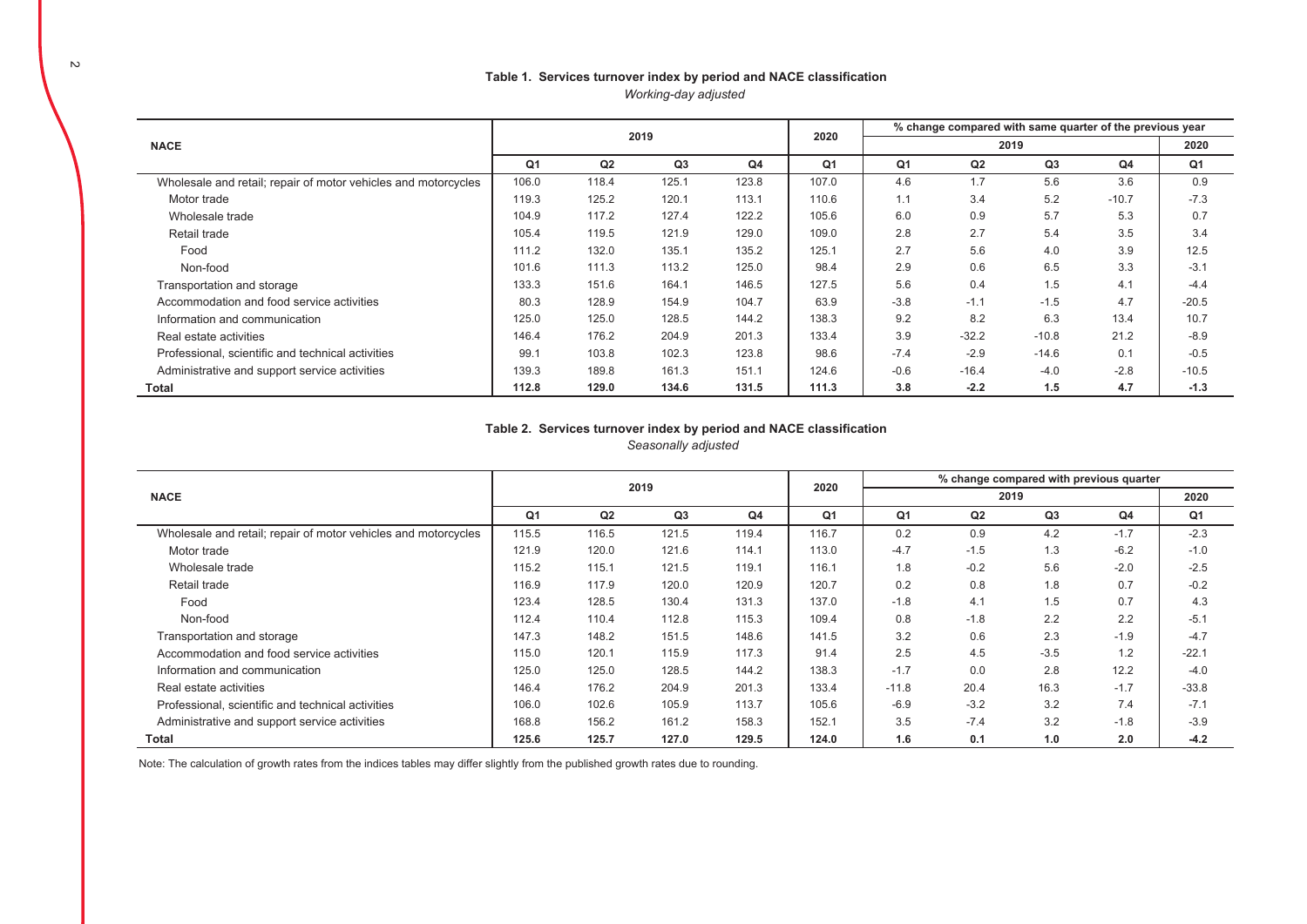**Table 1. Services turnover index by period and NACE classification**

*Working-day adjusted*

| NACE | 2019 | | | | 2020 | % change compared with same quarter of the previous year | | | | |
|---|---|---|---|---|---|---|---|---|---|---|
| | | | | | | 2019 | | | | 2020 |
| | Q1 | Q2 | Q3 | Q4 | Q1 | Q1 | Q2 | Q3 | Q4 | Q1 |
| Wholesale and retail; repair of motor vehicles and motorcycles | 106.0 | 118.4 | 125.1 | 123.8 | 107.0 | 4.6 | 1.7 | 5.6 | 3.6 | 0.9 |
| Motor trade | 119.3 | 125.2 | 120.1 | 113.1 | 110.6 | 1.1 | 3.4 | 5.2 | -10.7 | -7.3 |
| Wholesale trade | 104.9 | 117.2 | 127.4 | 122.2 | 105.6 | 6.0 | 0.9 | 5.7 | 5.3 | 0.7 |
| Retail trade | 105.4 | 119.5 | 121.9 | 129.0 | 109.0 | 2.8 | 2.7 | 5.4 | 3.5 | 3.4 |
| Food | 111.2 | 132.0 | 135.1 | 135.2 | 125.1 | 2.7 | 5.6 | 4.0 | 3.9 | 12.5 |
| Non-food | 101.6 | 111.3 | 113.2 | 125.0 | 98.4 | 2.9 | 0.6 | 6.5 | 3.3 | -3.1 |
| Transportation and storage | 133.3 | 151.6 | 164.1 | 146.5 | 127.5 | 5.6 | 0.4 | 1.5 | 4.1 | -4.4 |
| Accommodation and food service activities | 80.3 | 128.9 | 154.9 | 104.7 | 63.9 | -3.8 | -1.1 | -1.5 | 4.7 | -20.5 |
| Information and communication | 125.0 | 125.0 | 128.5 | 144.2 | 138.3 | 9.2 | 8.2 | 6.3 | 13.4 | 10.7 |
| Real estate activities | 146.4 | 176.2 | 204.9 | 201.3 | 133.4 | 3.9 | -32.2 | -10.8 | 21.2 | -8.9 |
| Professional, scientific and technical activities | 99.1 | 103.8 | 102.3 | 123.8 | 98.6 | -7.4 | -2.9 | -14.6 | 0.1 | -0.5 |
| Administrative and support service activities | 139.3 | 189.8 | 161.3 | 151.1 | 124.6 | -0.6 | -16.4 | -4.0 | -2.8 | -10.5 |
| **Total** | **112.8** | **129.0** | **134.6** | **131.5** | **111.3** | **3.8** | **-2.2** | **1.5** | **4.7** | **-1.3** |

**Table 2. Services turnover index by period and NACE classification**

*Seasonally adjusted*

| NACE | 2019 | | | | 2020 | % change compared with previous quarter | | | | |
|---|---|---|---|---|---|---|---|---|---|---|
| | | | | | | 2019 | | | | 2020 |
| | Q1 | Q2 | Q3 | Q4 | Q1 | Q1 | Q2 | Q3 | Q4 | Q1 |
| Wholesale and retail; repair of motor vehicles and motorcycles | 115.5 | 116.5 | 121.5 | 119.4 | 116.7 | 0.2 | 0.9 | 4.2 | -1.7 | -2.3 |
| Motor trade | 121.9 | 120.0 | 121.6 | 114.1 | 113.0 | -4.7 | -1.5 | 1.3 | -6.2 | -1.0 |
| Wholesale trade | 115.2 | 115.1 | 121.5 | 119.1 | 116.1 | 1.8 | -0.2 | 5.6 | -2.0 | -2.5 |
| Retail trade | 116.9 | 117.9 | 120.0 | 120.9 | 120.7 | 0.2 | 0.8 | 1.8 | 0.7 | -0.2 |
| Food | 123.4 | 128.5 | 130.4 | 131.3 | 137.0 | -1.8 | 4.1 | 1.5 | 0.7 | 4.3 |
| Non-food | 112.4 | 110.4 | 112.8 | 115.3 | 109.4 | 0.8 | -1.8 | 2.2 | 2.2 | -5.1 |
| Transportation and storage | 147.3 | 148.2 | 151.5 | 148.6 | 141.5 | 3.2 | 0.6 | 2.3 | -1.9 | -4.7 |
| Accommodation and food service activities | 115.0 | 120.1 | 115.9 | 117.3 | 91.4 | 2.5 | 4.5 | -3.5 | 1.2 | -22.1 |
| Information and communication | 125.0 | 125.0 | 128.5 | 144.2 | 138.3 | -1.7 | 0.0 | 2.8 | 12.2 | -4.0 |
| Real estate activities | 146.4 | 176.2 | 204.9 | 201.3 | 133.4 | -11.8 | 20.4 | 16.3 | -1.7 | -33.8 |
| Professional, scientific and technical activities | 106.0 | 102.6 | 105.9 | 113.7 | 105.6 | -6.9 | -3.2 | 3.2 | 7.4 | -7.1 |
| Administrative and support service activities | 168.8 | 156.2 | 161.2 | 158.3 | 152.1 | 3.5 | -7.4 | 3.2 | -1.8 | -3.9 |
| **Total** | **125.6** | **125.7** | **127.0** | **129.5** | **124.0** | **1.6** | **0.1** | **1.0** | **2.0** | **-4.2** |

Note: The calculation of growth rates from the indices tables may differ slightly from the published growth rates due to rounding.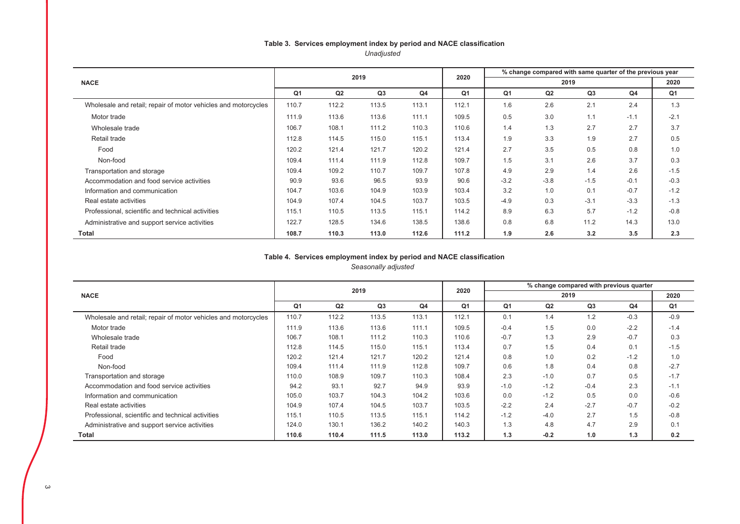**Table 3. Services employment index by period and NACE classification**

*Unadjusted*

| NACE | 2019 | | | | 2020 | % change compared with same quarter of the previous year | | | | |
|---|---|---|---|---|---|---|---|---|---|---|
| | | | | | | 2019 | | | | 2020 |
| | Q1 | Q2 | Q3 | Q4 | Q1 | Q1 | Q2 | Q3 | Q4 | Q1 |
| Wholesale and retail; repair of motor vehicles and motorcycles | 110.7 | 112.2 | 113.5 | 113.1 | 112.1 | 1.6 | 2.6 | 2.1 | 2.4 | 1.3 |
| Motor trade | 111.9 | 113.6 | 113.6 | 111.1 | 109.5 | 0.5 | 3.0 | 1.1 | -1.1 | -2.1 |
| Wholesale trade | 106.7 | 108.1 | 111.2 | 110.3 | 110.6 | 1.4 | 1.3 | 2.7 | 2.7 | 3.7 |
| Retail trade | 112.8 | 114.5 | 115.0 | 115.1 | 113.4 | 1.9 | 3.3 | 1.9 | 2.7 | 0.5 |
| Food | 120.2 | 121.4 | 121.7 | 120.2 | 121.4 | 2.7 | 3.5 | 0.5 | 0.8 | 1.0 |
| Non-food | 109.4 | 111.4 | 111.9 | 112.8 | 109.7 | 1.5 | 3.1 | 2.6 | 3.7 | 0.3 |
| Transportation and storage | 109.4 | 109.2 | 110.7 | 109.7 | 107.8 | 4.9 | 2.9 | 1.4 | 2.6 | -1.5 |
| Accommodation and food service activities | 90.9 | 93.6 | 96.5 | 93.9 | 90.6 | -3.2 | -3.8 | -1.5 | -0.1 | -0.3 |
| Information and communication | 104.7 | 103.6 | 104.9 | 103.9 | 103.4 | 3.2 | 1.0 | 0.1 | -0.7 | -1.2 |
| Real estate activities | 104.9 | 107.4 | 104.5 | 103.7 | 103.5 | -4.9 | 0.3 | -3.1 | -3.3 | -1.3 |
| Professional, scientific and technical activities | 115.1 | 110.5 | 113.5 | 115.1 | 114.2 | 8.9 | 6.3 | 5.7 | -1.2 | -0.8 |
| Administrative and support service activities | 122.7 | 128.5 | 134.6 | 138.5 | 138.6 | 0.8 | 6.8 | 11.2 | 14.3 | 13.0 |
| **Total** | **108.7** | **110.3** | **113.0** | **112.6** | **111.2** | **1.9** | **2.6** | **3.2** | **3.5** | **2.3** |

**Table 4. Services employment index by period and NACE classification**

*Seasonally adjusted*

| NACE | 2019 | | | | 2020 | % change compared with previous quarter | | | | |
|---|---|---|---|---|---|---|---|---|---|---|
| | | | | | | 2019 | | | | 2020 |
| | Q1 | Q2 | Q3 | Q4 | Q1 | Q1 | Q2 | Q3 | Q4 | Q1 |
| Wholesale and retail; repair of motor vehicles and motorcycles | 110.7 | 112.2 | 113.5 | 113.1 | 112.1 | 0.1 | 1.4 | 1.2 | -0.3 | -0.9 |
| Motor trade | 111.9 | 113.6 | 113.6 | 111.1 | 109.5 | -0.4 | 1.5 | 0.0 | -2.2 | -1.4 |
| Wholesale trade | 106.7 | 108.1 | 111.2 | 110.3 | 110.6 | -0.7 | 1.3 | 2.9 | -0.7 | 0.3 |
| Retail trade | 112.8 | 114.5 | 115.0 | 115.1 | 113.4 | 0.7 | 1.5 | 0.4 | 0.1 | -1.5 |
| Food | 120.2 | 121.4 | 121.7 | 120.2 | 121.4 | 0.8 | 1.0 | 0.2 | -1.2 | 1.0 |
| Non-food | 109.4 | 111.4 | 111.9 | 112.8 | 109.7 | 0.6 | 1.8 | 0.4 | 0.8 | -2.7 |
| Transportation and storage | 110.0 | 108.9 | 109.7 | 110.3 | 108.4 | 2.3 | -1.0 | 0.7 | 0.5 | -1.7 |
| Accommodation and food service activities | 94.2 | 93.1 | 92.7 | 94.9 | 93.9 | -1.0 | -1.2 | -0.4 | 2.3 | -1.1 |
| Information and communication | 105.0 | 103.7 | 104.3 | 104.2 | 103.6 | 0.0 | -1.2 | 0.5 | 0.0 | -0.6 |
| Real estate activities | 104.9 | 107.4 | 104.5 | 103.7 | 103.5 | -2.2 | 2.4 | -2.7 | -0.7 | -0.2 |
| Professional, scientific and technical activities | 115.1 | 110.5 | 113.5 | 115.1 | 114.2 | -1.2 | -4.0 | 2.7 | 1.5 | -0.8 |
| Administrative and support service activities | 124.0 | 130.1 | 136.2 | 140.2 | 140.3 | 1.3 | 4.8 | 4.7 | 2.9 | 0.1 |
| **Total** | **110.6** | **110.4** | **111.5** | **113.0** | **113.2** | **1.3** | **-0.2** | **1.0** | **1.3** | **0.2** |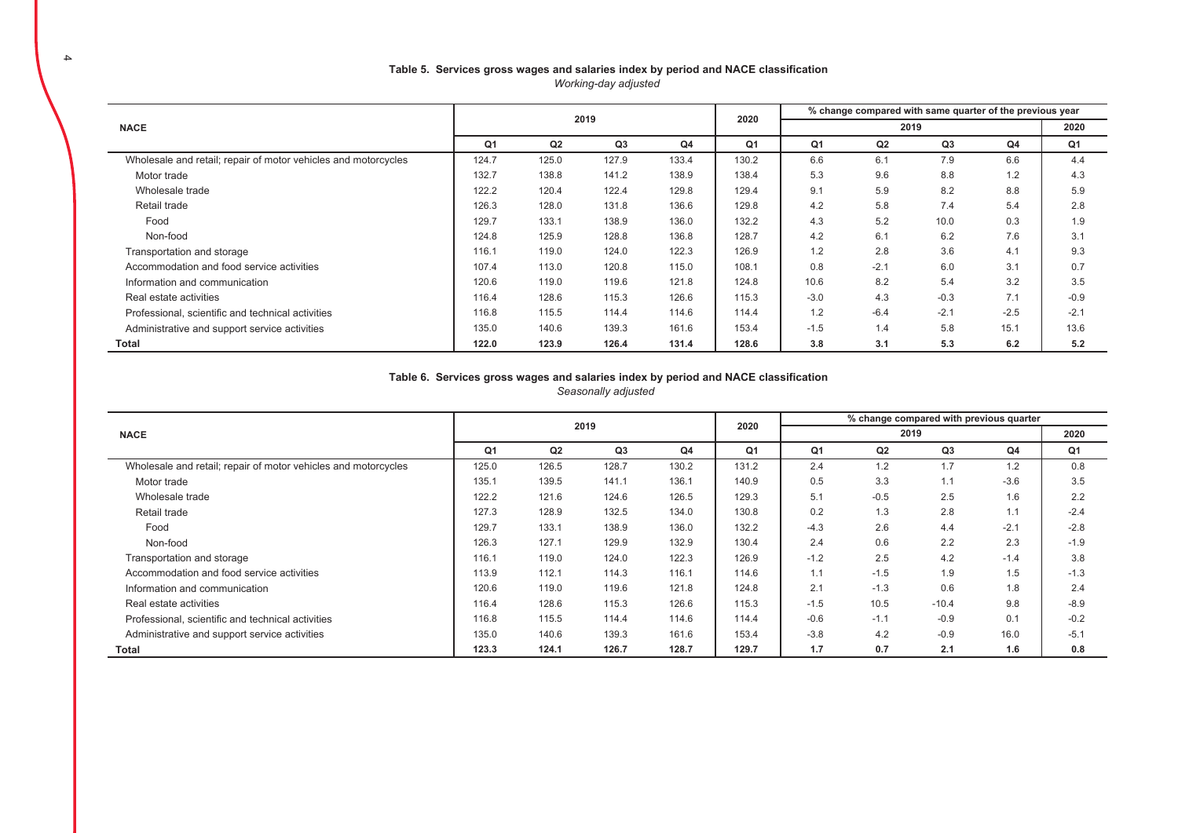**Table 5. Services gross wages and salaries index by period and NACE classification**

*Working-day adjusted*

| NACE | 2019 | | | | 2020 | % change compared with same quarter of the previous year | | | | |
|---|---|---|---|---|---|---|---|---|---|---|
| | | | | | | 2019 | | | | 2020 |
| | Q1 | Q2 | Q3 | Q4 | Q1 | Q1 | Q2 | Q3 | Q4 | Q1 |
| Wholesale and retail; repair of motor vehicles and motorcycles | 124.7 | 125.0 | 127.9 | 133.4 | 130.2 | 6.6 | 6.1 | 7.9 | 6.6 | 4.4 |
| Motor trade | 132.7 | 138.8 | 141.2 | 138.9 | 138.4 | 5.3 | 9.6 | 8.8 | 1.2 | 4.3 |
| Wholesale trade | 122.2 | 120.4 | 122.4 | 129.8 | 129.4 | 9.1 | 5.9 | 8.2 | 8.8 | 5.9 |
| Retail trade | 126.3 | 128.0 | 131.8 | 136.6 | 129.8 | 4.2 | 5.8 | 7.4 | 5.4 | 2.8 |
| Food | 129.7 | 133.1 | 138.9 | 136.0 | 132.2 | 4.3 | 5.2 | 10.0 | 0.3 | 1.9 |
| Non-food | 124.8 | 125.9 | 128.8 | 136.8 | 128.7 | 4.2 | 6.1 | 6.2 | 7.6 | 3.1 |
| Transportation and storage | 116.1 | 119.0 | 124.0 | 122.3 | 126.9 | 1.2 | 2.8 | 3.6 | 4.1 | 9.3 |
| Accommodation and food service activities | 107.4 | 113.0 | 120.8 | 115.0 | 108.1 | 0.8 | -2.1 | 6.0 | 3.1 | 0.7 |
| Information and communication | 120.6 | 119.0 | 119.6 | 121.8 | 124.8 | 10.6 | 8.2 | 5.4 | 3.2 | 3.5 |
| Real estate activities | 116.4 | 128.6 | 115.3 | 126.6 | 115.3 | -3.0 | 4.3 | -0.3 | 7.1 | -0.9 |
| Professional, scientific and technical activities | 116.8 | 115.5 | 114.4 | 114.6 | 114.4 | 1.2 | -6.4 | -2.1 | -2.5 | -2.1 |
| Administrative and support service activities | 135.0 | 140.6 | 139.3 | 161.6 | 153.4 | -1.5 | 1.4 | 5.8 | 15.1 | 13.6 |
| **Total** | **122.0** | **123.9** | **126.4** | **131.4** | **128.6** | **3.8** | **3.1** | **5.3** | **6.2** | **5.2** |

**Table 6. Services gross wages and salaries index by period and NACE classification**

*Seasonally adjusted*

| NACE | 2019 | | | | 2020 | % change compared with previous quarter | | | | |
|---|---|---|---|---|---|---|---|---|---|---|
| | | | | | | 2019 | | | | 2020 |
| | Q1 | Q2 | Q3 | Q4 | Q1 | Q1 | Q2 | Q3 | Q4 | Q1 |
| Wholesale and retail; repair of motor vehicles and motorcycles | 125.0 | 126.5 | 128.7 | 130.2 | 131.2 | 2.4 | 1.2 | 1.7 | 1.2 | 0.8 |
| Motor trade | 135.1 | 139.5 | 141.1 | 136.1 | 140.9 | 0.5 | 3.3 | 1.1 | -3.6 | 3.5 |
| Wholesale trade | 122.2 | 121.6 | 124.6 | 126.5 | 129.3 | 5.1 | -0.5 | 2.5 | 1.6 | 2.2 |
| Retail trade | 127.3 | 128.9 | 132.5 | 134.0 | 130.8 | 0.2 | 1.3 | 2.8 | 1.1 | -2.4 |
| Food | 129.7 | 133.1 | 138.9 | 136.0 | 132.2 | -4.3 | 2.6 | 4.4 | -2.1 | -2.8 |
| Non-food | 126.3 | 127.1 | 129.9 | 132.9 | 130.4 | 2.4 | 0.6 | 2.2 | 2.3 | -1.9 |
| Transportation and storage | 116.1 | 119.0 | 124.0 | 122.3 | 126.9 | -1.2 | 2.5 | 4.2 | -1.4 | 3.8 |
| Accommodation and food service activities | 113.9 | 112.1 | 114.3 | 116.1 | 114.6 | 1.1 | -1.5 | 1.9 | 1.5 | -1.3 |
| Information and communication | 120.6 | 119.0 | 119.6 | 121.8 | 124.8 | 2.1 | -1.3 | 0.6 | 1.8 | 2.4 |
| Real estate activities | 116.4 | 128.6 | 115.3 | 126.6 | 115.3 | -1.5 | 10.5 | -10.4 | 9.8 | -8.9 |
| Professional, scientific and technical activities | 116.8 | 115.5 | 114.4 | 114.6 | 114.4 | -0.6 | -1.1 | -0.9 | 0.1 | -0.2 |
| Administrative and support service activities | 135.0 | 140.6 | 139.3 | 161.6 | 153.4 | -3.8 | 4.2 | -0.9 | 16.0 | -5.1 |
| **Total** | **123.3** | **124.1** | **126.7** | **128.7** | **129.7** | **1.7** | **0.7** | **2.1** | **1.6** | **0.8** |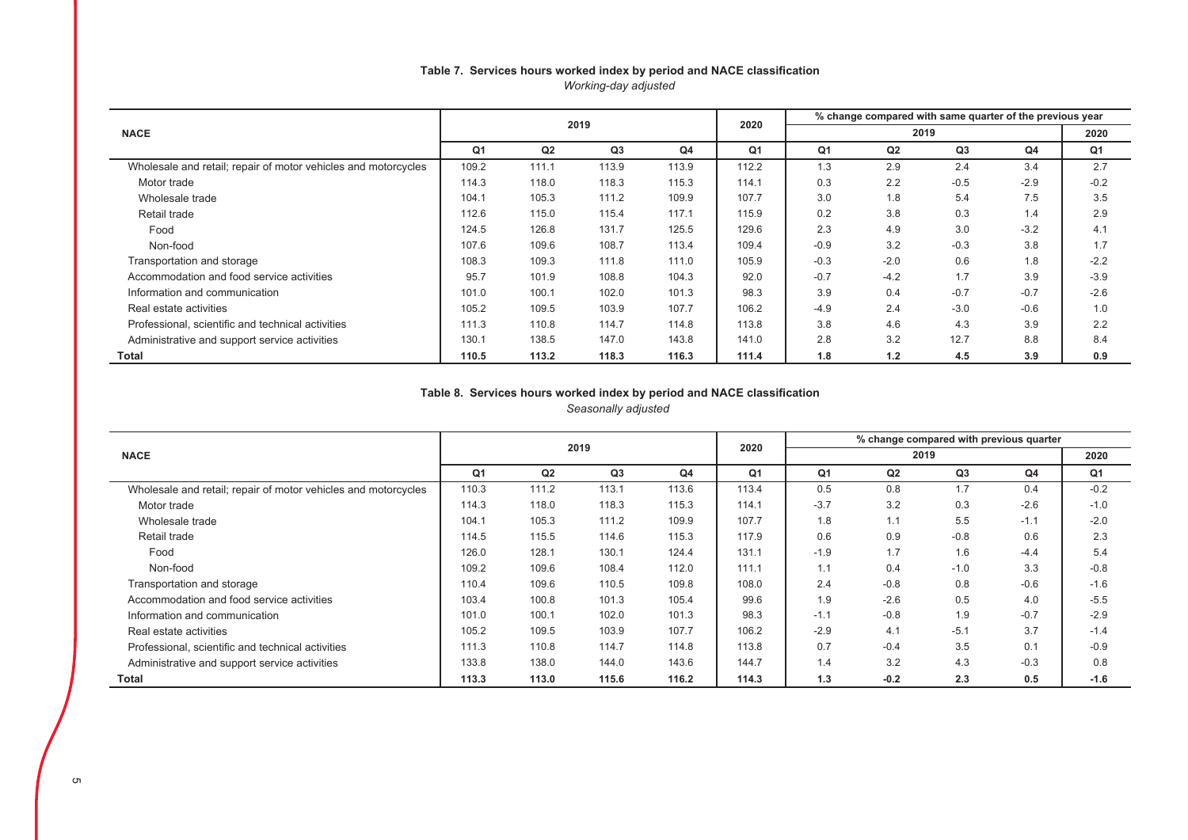**Table 7. Services hours worked index by period and NACE classification**

*Working-day adjusted*

| NACE | 2019 | | | | 2020 | % change compared with same quarter of the previous year | | | | |
|---|---|---|---|---|---|---|---|---|---|---|
| | | | | | | 2019 | | | | 2020 |
| | Q1 | Q2 | Q3 | Q4 | Q1 | Q1 | Q2 | Q3 | Q4 | Q1 |
| Wholesale and retail; repair of motor vehicles and motorcycles | 109.2 | 111.1 | 113.9 | 113.9 | 112.2 | 1.3 | 2.9 | 2.4 | 3.4 | 2.7 |
| Motor trade | 114.3 | 118.0 | 118.3 | 115.3 | 114.1 | 0.3 | 2.2 | -0.5 | -2.9 | -0.2 |
| Wholesale trade | 104.1 | 105.3 | 111.2 | 109.9 | 107.7 | 3.0 | 1.8 | 5.4 | 7.5 | 3.5 |
| Retail trade | 112.6 | 115.0 | 115.4 | 117.1 | 115.9 | 0.2 | 3.8 | 0.3 | 1.4 | 2.9 |
| Food | 124.5 | 126.8 | 131.7 | 125.5 | 129.6 | 2.3 | 4.9 | 3.0 | -3.2 | 4.1 |
| Non-food | 107.6 | 109.6 | 108.7 | 113.4 | 109.4 | -0.9 | 3.2 | -0.3 | 3.8 | 1.7 |
| Transportation and storage | 108.3 | 109.3 | 111.8 | 111.0 | 105.9 | -0.3 | -2.0 | 0.6 | 1.8 | -2.2 |
| Accommodation and food service activities | 95.7 | 101.9 | 108.8 | 104.3 | 92.0 | -0.7 | -4.2 | 1.7 | 3.9 | -3.9 |
| Information and communication | 101.0 | 100.1 | 102.0 | 101.3 | 98.3 | 3.9 | 0.4 | -0.7 | -0.7 | -2.6 |
| Real estate activities | 105.2 | 109.5 | 103.9 | 107.7 | 106.2 | -4.9 | 2.4 | -3.0 | -0.6 | 1.0 |
| Professional, scientific and technical activities | 111.3 | 110.8 | 114.7 | 114.8 | 113.8 | 3.8 | 4.6 | 4.3 | 3.9 | 2.2 |
| Administrative and support service activities | 130.1 | 138.5 | 147.0 | 143.8 | 141.0 | 2.8 | 3.2 | 12.7 | 8.8 | 8.4 |
| **Total** | **110.5** | **113.2** | **118.3** | **116.3** | **111.4** | **1.8** | **1.2** | **4.5** | **3.9** | **0.9** |

**Table 8. Services hours worked index by period and NACE classification**

*Seasonally adjusted*

| NACE | 2019 | | | | 2020 | % change compared with previous quarter | | | | |
|---|---|---|---|---|---|---|---|---|---|---|
| | | | | | | 2019 | | | | 2020 |
| | Q1 | Q2 | Q3 | Q4 | Q1 | Q1 | Q2 | Q3 | Q4 | Q1 |
| Wholesale and retail; repair of motor vehicles and motorcycles | 110.3 | 111.2 | 113.1 | 113.6 | 113.4 | 0.5 | 0.8 | 1.7 | 0.4 | -0.2 |
| Motor trade | 114.3 | 118.0 | 118.3 | 115.3 | 114.1 | -3.7 | 3.2 | 0.3 | -2.6 | -1.0 |
| Wholesale trade | 104.1 | 105.3 | 111.2 | 109.9 | 107.7 | 1.8 | 1.1 | 5.5 | -1.1 | -2.0 |
| Retail trade | 114.5 | 115.5 | 114.6 | 115.3 | 117.9 | 0.6 | 0.9 | -0.8 | 0.6 | 2.3 |
| Food | 126.0 | 128.1 | 130.1 | 124.4 | 131.1 | -1.9 | 1.7 | 1.6 | -4.4 | 5.4 |
| Non-food | 109.2 | 109.6 | 108.4 | 112.0 | 111.1 | 1.1 | 0.4 | -1.0 | 3.3 | -0.8 |
| Transportation and storage | 110.4 | 109.6 | 110.5 | 109.8 | 108.0 | 2.4 | -0.8 | 0.8 | -0.6 | -1.6 |
| Accommodation and food service activities | 103.4 | 100.8 | 101.3 | 105.4 | 99.6 | 1.9 | -2.6 | 0.5 | 4.0 | -5.5 |
| Information and communication | 101.0 | 100.1 | 102.0 | 101.3 | 98.3 | -1.1 | -0.8 | 1.9 | -0.7 | -2.9 |
| Real estate activities | 105.2 | 109.5 | 103.9 | 107.7 | 106.2 | -2.9 | 4.1 | -5.1 | 3.7 | -1.4 |
| Professional, scientific and technical activities | 111.3 | 110.8 | 114.7 | 114.8 | 113.8 | 0.7 | -0.4 | 3.5 | 0.1 | -0.9 |
| Administrative and support service activities | 133.8 | 138.0 | 144.0 | 143.6 | 144.7 | 1.4 | 3.2 | 4.3 | -0.3 | 0.8 |
| **Total** | **113.3** | **113.0** | **115.6** | **116.2** | **114.3** | **1.3** | **-0.2** | **2.3** | **0.5** | **-1.6** |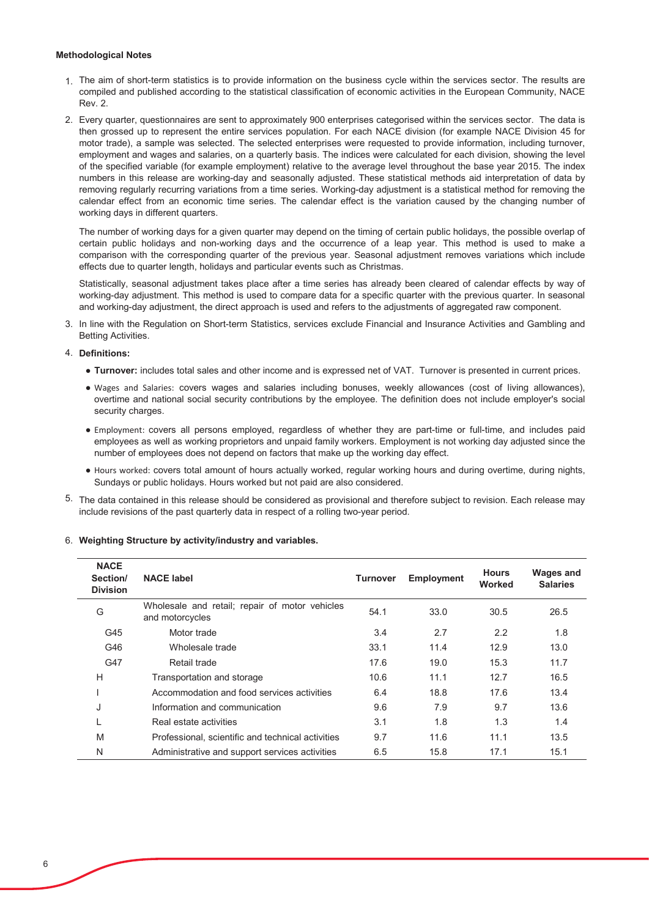**Methodological Notes**

1. The aim of short-term statistics is to provide information on the business cycle within the services sector. The results are compiled and published according to the statistical classification of economic activities in the European Community, NACE Rev. 2.

2. Every quarter, questionnaires are sent to approximately 900 enterprises categorised within the services sector. The data is then grossed up to represent the entire services population. For each NACE division (for example NACE Division 45 for motor trade), a sample was selected. The selected enterprises were requested to provide information, including turnover, employment and wages and salaries, on a quarterly basis. The indices were calculated for each division, showing the level of the specified variable (for example employment) relative to the average level throughout the base year 2015. The index numbers in this release are working-day and seasonally adjusted. These statistical methods aid interpretation of data by removing regularly recurring variations from a time series. Working-day adjustment is a statistical method for removing the calendar effect from an economic time series. The calendar effect is the variation caused by the changing number of working days in different quarters.

   The number of working days for a given quarter may depend on the timing of certain public holidays, the possible overlap of certain public holidays and non-working days and the occurrence of a leap year. This method is used to make a comparison with the corresponding quarter of the previous year. Seasonal adjustment removes variations which include effects due to quarter length, holidays and particular events such as Christmas.

   Statistically, seasonal adjustment takes place after a time series has already been cleared of calendar effects by way of working-day adjustment. This method is used to compare data for a specific quarter with the previous quarter. In seasonal and working-day adjustment, the direct approach is used and refers to the adjustments of aggregated raw component.

3. In line with the Regulation on Short-term Statistics, services exclude Financial and Insurance Activities and Gambling and Betting Activities.

4. **Definitions:**
   - **Turnover:** includes total sales and other income and is expressed net of VAT. Turnover is presented in current prices.
   - Wages and Salaries: covers wages and salaries including bonuses, weekly allowances (cost of living allowances), overtime and national social security contributions by the employee. The definition does not include employer's social security charges.
   - Employment: covers all persons employed, regardless of whether they are part-time or full-time, and includes paid employees as well as working proprietors and unpaid family workers. Employment is not working day adjusted since the number of employees does not depend on factors that make up the working day effect.
   - Hours worked: covers total amount of hours actually worked, regular working hours and during overtime, during nights, Sundays or public holidays. Hours worked but not paid are also considered.

5. The data contained in this release should be considered as provisional and therefore subject to revision. Each release may include revisions of the past quarterly data in respect of a rolling two-year period.

6. **Weighting Structure by activity/industry and variables.**

| NACE Section/ Division | NACE label | Turnover | Employment | Hours Worked | Wages and Salaries |
|---|---|---|---|---|---|
| G | Wholesale and retail; repair of motor vehicles and motorcycles | 54.1 | 33.0 | 30.5 | 26.5 |
| G45 | Motor trade | 3.4 | 2.7 | 2.2 | 1.8 |
| G46 | Wholesale trade | 33.1 | 11.4 | 12.9 | 13.0 |
| G47 | Retail trade | 17.6 | 19.0 | 15.3 | 11.7 |
| H | Transportation and storage | 10.6 | 11.1 | 12.7 | 16.5 |
| I | Accommodation and food services activities | 6.4 | 18.8 | 17.6 | 13.4 |
| J | Information and communication | 9.6 | 7.9 | 9.7 | 13.6 |
| L | Real estate activities | 3.1 | 1.8 | 1.3 | 1.4 |
| M | Professional, scientific and technical activities | 9.7 | 11.6 | 11.1 | 13.5 |
| N | Administrative and support services activities | 6.5 | 15.8 | 17.1 | 15.1 |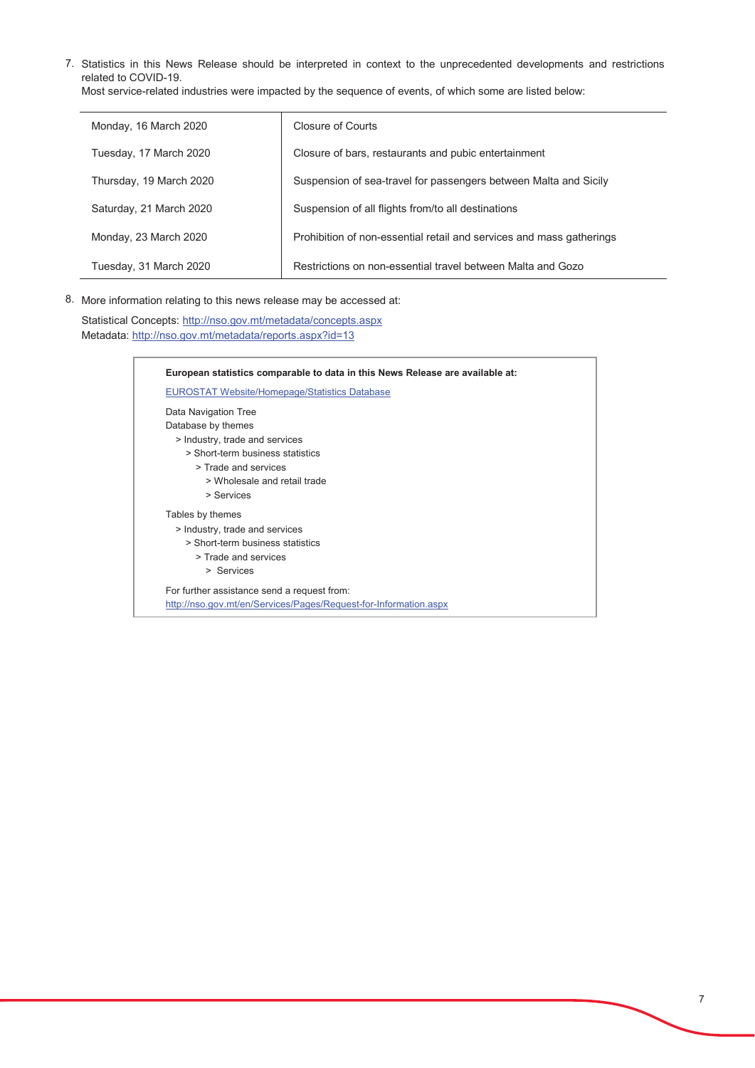7. Statistics in this News Release should be interpreted in context to the unprecedented developments and restrictions related to COVID-19.
   Most service-related industries were impacted by the sequence of events, of which some are listed below:

| | |
|---|---|
| Monday, 16 March 2020 | Closure of Courts |
| Tuesday, 17 March 2020 | Closure of bars, restaurants and pubic entertainment |
| Thursday, 19 March 2020 | Suspension of sea-travel for passengers between Malta and Sicily |
| Saturday, 21 March 2020 | Suspension of all flights from/to all destinations |
| Monday, 23 March 2020 | Prohibition of non-essential retail and services and mass gatherings |
| Tuesday, 31 March 2020 | Restrictions on non-essential travel between Malta and Gozo |

8. More information relating to this news release may be accessed at:

   Statistical Concepts: http://nso.gov.mt/metadata/concepts.aspx
   Metadata: http://nso.gov.mt/metadata/reports.aspx?id=13

**European statistics comparable to data in this News Release are available at:**

EUROSTAT Website/Homepage/Statistics Database

Data Navigation Tree
Database by themes
> Industry, trade and services
> Short-term business statistics
> Trade and services
> Wholesale and retail trade
> Services

Tables by themes
> Industry, trade and services
> Short-term business statistics
> Trade and services
> Services

For further assistance send a request from:
http://nso.gov.mt/en/Services/Pages/Request-for-Information.aspx